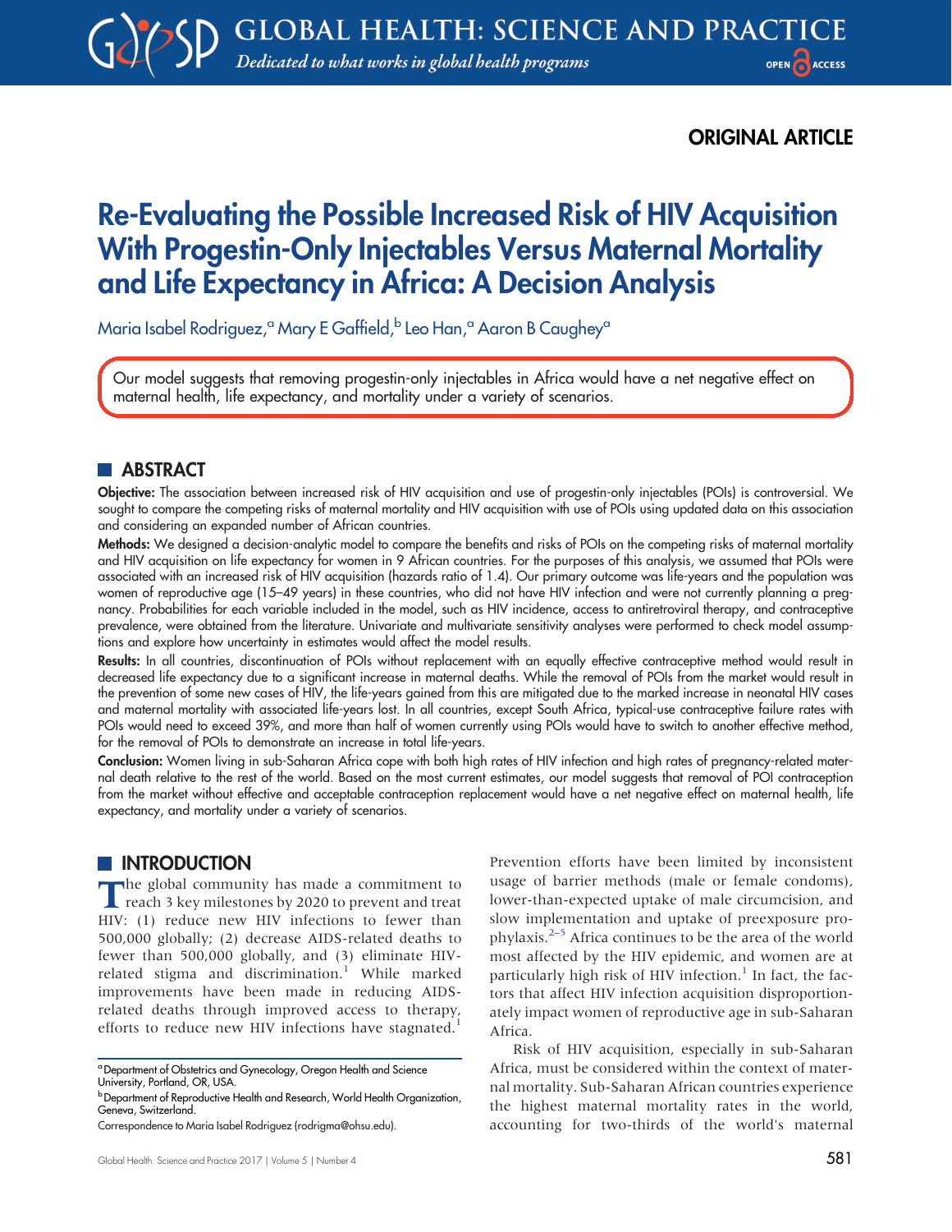ORIGINAL ARTICLE

# Re-Evaluating the Possible Increased Risk of HIV Acquisition With Progestin-Only Injectables Versus Maternal Mortality and Life Expectancy in Africa: A Decision Analysis

Maria Isabel Rodriguez,[a] Mary E Gaffield,[b] Leo Han,[a] Aaron B Caughey[a]

Our model suggests that removing progestin-only injectables in Africa would have a net negative effect on maternal health, life expectancy, and mortality under a variety of scenarios.

## ABSTRACT

**Objective:** The association between increased risk of HIV acquisition and use of progestin-only injectables (POIs) is controversial. We sought to compare the competing risks of maternal mortality and HIV acquisition with use of POIs using updated data on this association and considering an expanded number of African countries.

**Methods:** We designed a decision-analytic model to compare the benefits and risks of POIs on the competing risks of maternal mortality and HIV acquisition on life expectancy for women in 9 African countries. For the purposes of this analysis, we assumed that POIs were associated with an increased risk of HIV acquisition (hazards ratio of 1.4). Our primary outcome was life-years and the population was women of reproductive age (15–49 years) in these countries, who did not have HIV infection and were not currently planning a pregnancy. Probabilities for each variable included in the model, such as HIV incidence, access to antiretroviral therapy, and contraceptive prevalence, were obtained from the literature. Univariate and multivariate sensitivity analyses were performed to check model assumptions and explore how uncertainty in estimates would affect the model results.

**Results:** In all countries, discontinuation of POIs without replacement with an equally effective contraceptive method would result in decreased life expectancy due to a significant increase in maternal deaths. While the removal of POIs from the market would result in the prevention of some new cases of HIV, the life-years gained from this are mitigated due to the marked increase in neonatal HIV cases and maternal mortality with associated life-years lost. In all countries, except South Africa, typical-use contraceptive failure rates with POIs would need to exceed 39%, and more than half of women currently using POIs would have to switch to another effective method, for the removal of POIs to demonstrate an increase in total life-years.

**Conclusion:** Women living in sub-Saharan Africa cope with both high rates of HIV infection and high rates of pregnancy-related maternal death relative to the rest of the world. Based on the most current estimates, our model suggests that removal of POI contraception from the market without effective and acceptable contraception replacement would have a net negative effect on maternal health, life expectancy, and mortality under a variety of scenarios.

## INTRODUCTION

The global community has made a commitment to reach 3 key milestones by 2020 to prevent and treat HIV: (1) reduce new HIV infections to fewer than 500,000 globally; (2) decrease AIDS-related deaths to fewer than 500,000 globally, and (3) eliminate HIV-related stigma and discrimination.[1] While marked improvements have been made in reducing AIDS-related deaths through improved access to therapy, efforts to reduce new HIV infections have stagnated.[1] Prevention efforts have been limited by inconsistent usage of barrier methods (male or female condoms), lower-than-expected uptake of male circumcision, and slow implementation and uptake of preexposure prophylaxis.[2–5] Africa continues to be the area of the world most affected by the HIV epidemic, and women are at particularly high risk of HIV infection.[1] In fact, the factors that affect HIV infection acquisition disproportionately impact women of reproductive age in sub-Saharan Africa.

Risk of HIV acquisition, especially in sub-Saharan Africa, must be considered within the context of maternal mortality. Sub-Saharan African countries experience the highest maternal mortality rates in the world, accounting for two-thirds of the world's maternal

[a] Department of Obstetrics and Gynecology, Oregon Health and Science University, Portland, OR, USA.

[b] Department of Reproductive Health and Research, World Health Organization, Geneva, Switzerland.

Correspondence to Maria Isabel Rodriguez (rodrigma@ohsu.edu).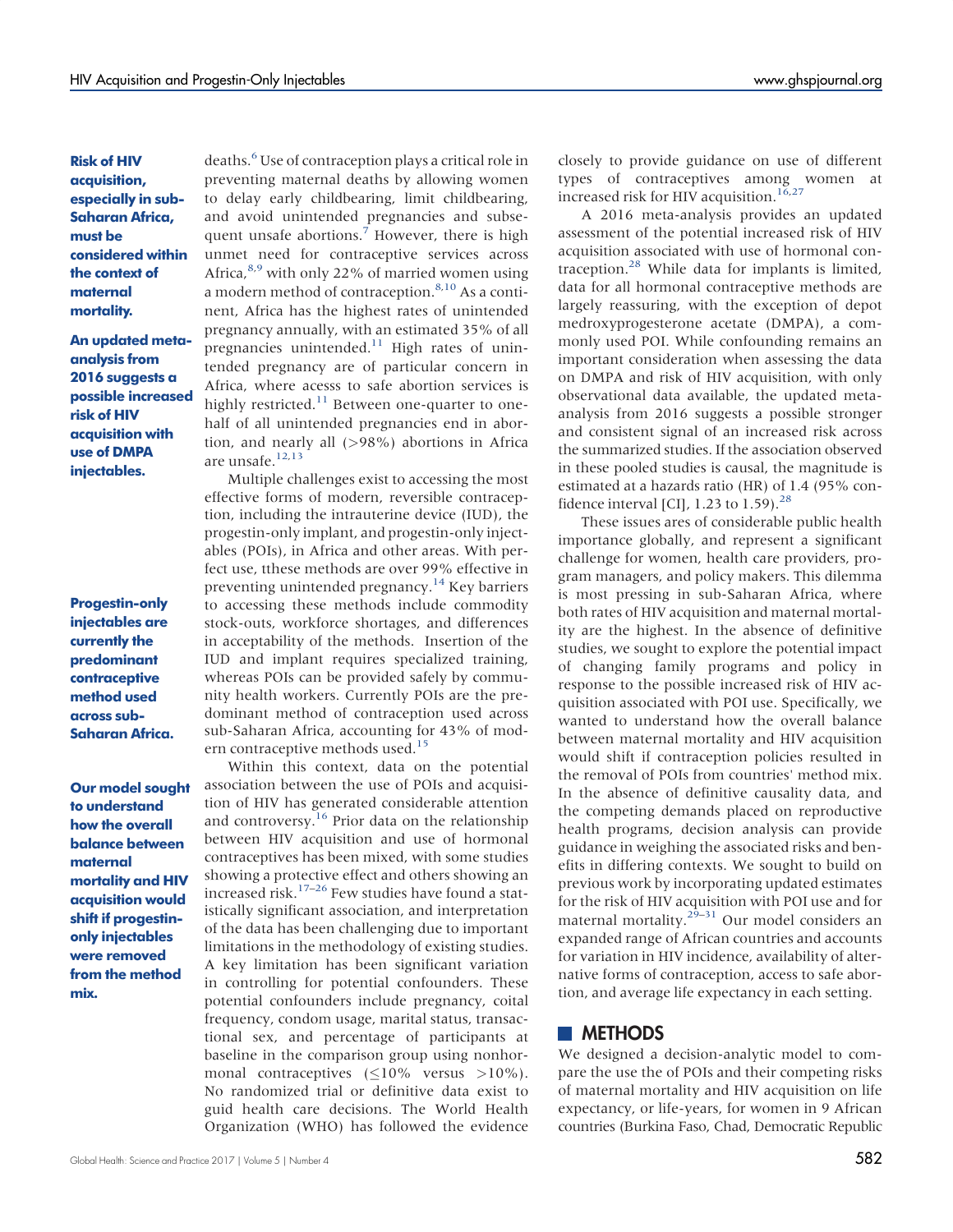**Risk of HIV acquisition, especially in sub-Saharan Africa, must be considered within the context of maternal mortality.**

deaths.[6] Use of contraception plays a critical role in preventing maternal deaths by allowing women to delay early childbearing, limit childbearing, and avoid unintended pregnancies and subsequent unsafe abortions.[7] However, there is high unmet need for contraceptive services across Africa,[8,9] with only 22% of married women using a modern method of contraception.[8,10] As a continent, Africa has the highest rates of unintended pregnancy annually, with an estimated 35% of all pregnancies unintended.[11] High rates of unintended pregnancy are of particular concern in Africa, where acesss to safe abortion services is highly restricted.[11] Between one-quarter to one-half of all unintended pregnancies end in abortion, and nearly all (>98%) abortions in Africa are unsafe.[12,13]

**An updated meta-analysis from 2016 suggests a possible increased risk of HIV acquisition with use of DMPA injectables.**

Multiple challenges exist to accessing the most effective forms of modern, reversible contraception, including the intrauterine device (IUD), the progestin-only implant, and progestin-only injectables (POIs), in Africa and other areas. With perfect use, tthese methods are over 99% effective in preventing unintended pregnancy.[14] Key barriers to accessing these methods include commodity stock-outs, workforce shortages, and differences in acceptability of the methods. Insertion of the IUD and implant requires specialized training, whereas POIs can be provided safely by community health workers. Currently POIs are the predominant method of contraception used across sub-Saharan Africa, accounting for 43% of modern contraceptive methods used.[15]

**Progestin-only injectables are currently the predominant contraceptive method used across sub-Saharan Africa.**

Within this context, data on the potential association between the use of POIs and acquisition of HIV has generated considerable attention and controversy.[16] Prior data on the relationship between HIV acquisition and use of hormonal contraceptives has been mixed, with some studies showing a protective effect and others showing an increased risk.[17–26] Few studies have found a statistically significant association, and interpretation of the data has been challenging due to important limitations in the methodology of existing studies. A key limitation has been significant variation in controlling for potential confounders. These potential confounders include pregnancy, coital frequency, condom usage, marital status, transactional sex, and percentage of participants at baseline in the comparison group using nonhormonal contraceptives (≤10% versus >10%). No randomized trial or definitive data exist to guid health care decisions. The World Health Organization (WHO) has followed the evidence closely to provide guidance on use of different types of contraceptives among women at increased risk for HIV acquisition.[16,27]

**Our model sought to understand how the overall balance between maternal mortality and HIV acquisition would shift if progestin-only injectables were removed from the method mix.**

A 2016 meta-analysis provides an updated assessment of the potential increased risk of HIV acquisition associated with use of hormonal contraception.[28] While data for implants is limited, data for all hormonal contraceptive methods are largely reassuring, with the exception of depot medroxyprogesterone acetate (DMPA), a commonly used POI. While confounding remains an important consideration when assessing the data on DMPA and risk of HIV acquisition, with only observational data available, the updated meta-analysis from 2016 suggests a possible stronger and consistent signal of an increased risk across the summarized studies. If the association observed in these pooled studies is causal, the magnitude is estimated at a hazards ratio (HR) of 1.4 (95% confidence interval [CI], 1.23 to 1.59).[28]

These issues ares of considerable public health importance globally, and represent a significant challenge for women, health care providers, program managers, and policy makers. This dilemma is most pressing in sub-Saharan Africa, where both rates of HIV acquisition and maternal mortality are the highest. In the absence of definitive studies, we sought to explore the potential impact of changing family programs and policy in response to the possible increased risk of HIV acquisition associated with POI use. Specifically, we wanted to understand how the overall balance between maternal mortality and HIV acquisition would shift if contraception policies resulted in the removal of POIs from countries' method mix. In the absence of definitive causality data, and the competing demands placed on reproductive health programs, decision analysis can provide guidance in weighing the associated risks and benefits in differing contexts. We sought to build on previous work by incorporating updated estimates for the risk of HIV acquisition with POI use and for maternal mortality.[29–31] Our model considers an expanded range of African countries and accounts for variation in HIV incidence, availability of alternative forms of contraception, access to safe abortion, and average life expectancy in each setting.

## METHODS

We designed a decision-analytic model to compare the use the of POIs and their competing risks of maternal mortality and HIV acquisition on life expectancy, or life-years, for women in 9 African countries (Burkina Faso, Chad, Democratic Republic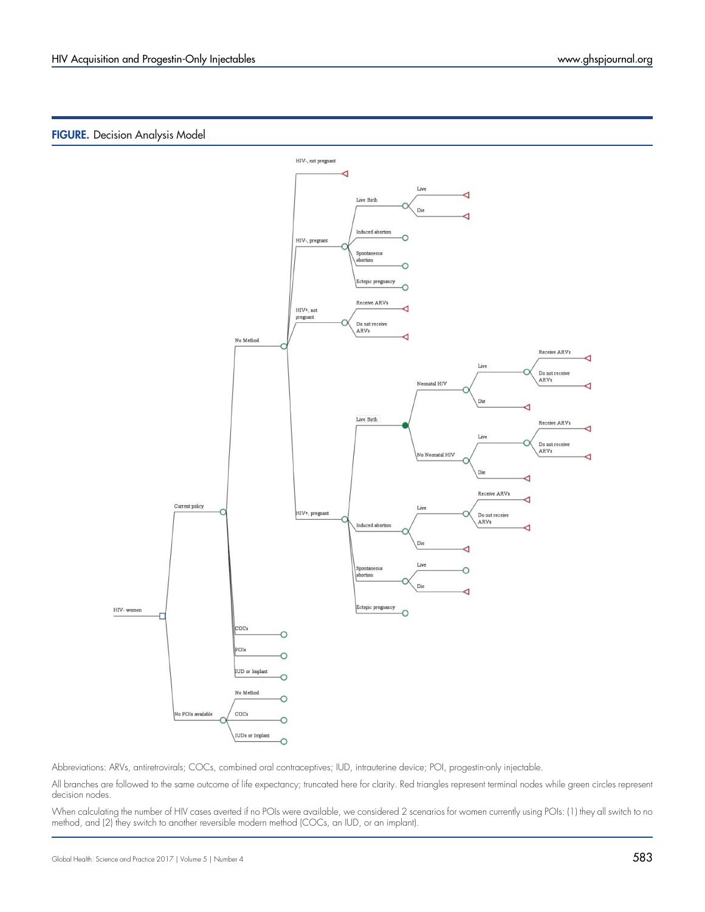**FIGURE.** Decision Analysis Model

Abbreviations: ARVs, antiretrovirals; COCs, combined oral contraceptives; IUD, intrauterine device; POI, progestin-only injectable.

All branches are followed to the same outcome of life expectancy; truncated here for clarity. Red triangles represent terminal nodes while green circles represent decision nodes.

When calculating the number of HIV cases averted if no POIs were available, we considered 2 scenarios for women currently using POIs: (1) they all switch to no method, and (2) they switch to another reversible modern method (COCs, an IUD, or an implant).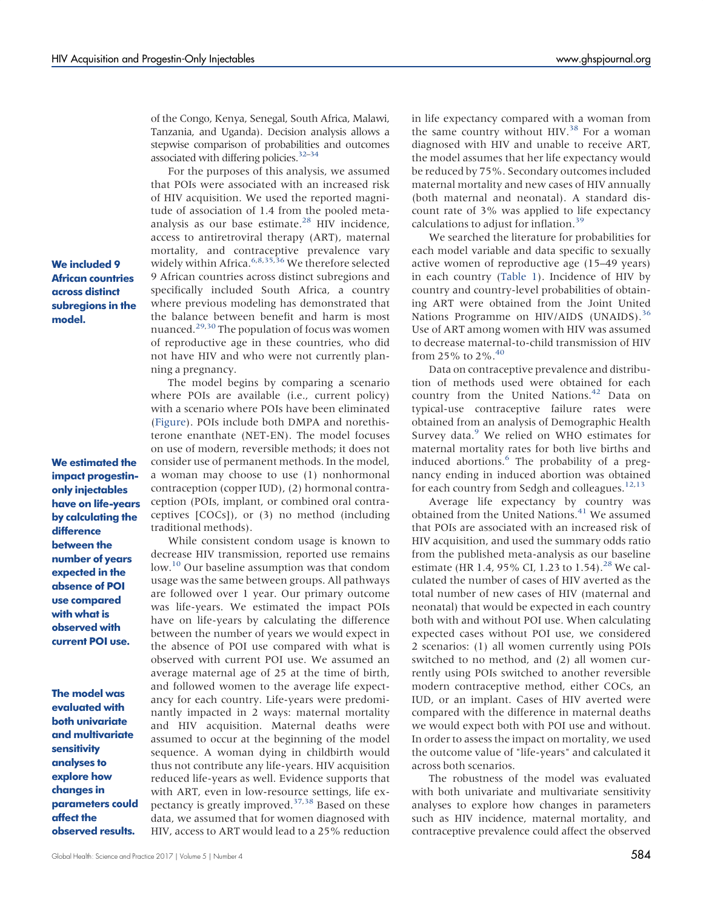of the Congo, Kenya, Senegal, South Africa, Malawi, Tanzania, and Uganda). Decision analysis allows a stepwise comparison of probabilities and outcomes associated with differing policies.[32–34]

For the purposes of this analysis, we assumed that POIs were associated with an increased risk of HIV acquisition. We used the reported magnitude of association of 1.4 from the pooled meta-analysis as our base estimate.[28] HIV incidence, access to antiretroviral therapy (ART), maternal mortality, and contraceptive prevalence vary widely within Africa.[6,8,35,36] We therefore selected 9 African countries across distinct subregions and specifically included South Africa, a country where previous modeling has demonstrated that the balance between benefit and harm is most nuanced.[29,30] The population of focus was women of reproductive age in these countries, who did not have HIV and who were not currently planning a pregnancy.

**We included 9 African countries across distinct subregions in the model.**

The model begins by comparing a scenario where POIs are available (i.e., current policy) with a scenario where POIs have been eliminated (Figure). POIs include both DMPA and norethisterone enanthate (NET-EN). The model focuses on use of modern, reversible methods; it does not consider use of permanent methods. In the model, a woman may choose to use (1) nonhormonal contraception (copper IUD), (2) hormonal contraception (POIs, implant, or combined oral contraceptives [COCs]), or (3) no method (including traditional methods).

**We estimated the impact progestin-only injectables have on life-years by calculating the difference between the number of years expected in the absence of POI use compared with what is observed with current POI use.**

While consistent condom usage is known to decrease HIV transmission, reported use remains low.[10] Our baseline assumption was that condom usage was the same between groups. All pathways are followed over 1 year. Our primary outcome was life-years. We estimated the impact POIs have on life-years by calculating the difference between the number of years we would expect in the absence of POI use compared with what is observed with current POI use. We assumed an average maternal age of 25 at the time of birth, and followed women to the average life expectancy for each country. Life-years were predominantly impacted in 2 ways: maternal mortality and HIV acquisition. Maternal deaths were assumed to occur at the beginning of the model sequence. A woman dying in childbirth would thus not contribute any life-years. HIV acquisition reduced life-years as well. Evidence supports that with ART, even in low-resource settings, life expectancy is greatly improved.[37,38] Based on these data, we assumed that for women diagnosed with HIV, access to ART would lead to a 25% reduction in life expectancy compared with a woman from the same country without HIV.[38] For a woman diagnosed with HIV and unable to receive ART, the model assumes that her life expectancy would be reduced by 75%. Secondary outcomes included maternal mortality and new cases of HIV annually (both maternal and neonatal). A standard discount rate of 3% was applied to life expectancy calculations to adjust for inflation.[39]

**The model was evaluated with both univariate and multivariate sensitivity analyses to explore how changes in parameters could affect the observed results.**

We searched the literature for probabilities for each model variable and data specific to sexually active women of reproductive age (15–49 years) in each country (Table 1). Incidence of HIV by country and country-level probabilities of obtaining ART were obtained from the Joint United Nations Programme on HIV/AIDS (UNAIDS).[36] Use of ART among women with HIV was assumed to decrease maternal-to-child transmission of HIV from 25% to 2%.[40]

Data on contraceptive prevalence and distribution of methods used were obtained for each country from the United Nations.[42] Data on typical-use contraceptive failure rates were obtained from an analysis of Demographic Health Survey data.[9] We relied on WHO estimates for maternal mortality rates for both live births and induced abortions.[6] The probability of a pregnancy ending in induced abortion was obtained for each country from Sedgh and colleagues.[12,13]

Average life expectancy by country was obtained from the United Nations.[41] We assumed that POIs are associated with an increased risk of HIV acquisition, and used the summary odds ratio from the published meta-analysis as our baseline estimate (HR 1.4, 95% CI, 1.23 to 1.54).[28] We calculated the number of cases of HIV averted as the total number of new cases of HIV (maternal and neonatal) that would be expected in each country both with and without POI use. When calculating expected cases without POI use, we considered 2 scenarios: (1) all women currently using POIs switched to no method, and (2) all women currently using POIs switched to another reversible modern contraceptive method, either COCs, an IUD, or an implant. Cases of HIV averted were compared with the difference in maternal deaths we would expect both with POI use and without. In order to assess the impact on mortality, we used the outcome value of "life-years" and calculated it across both scenarios.

The robustness of the model was evaluated with both univariate and multivariate sensitivity analyses to explore how changes in parameters such as HIV incidence, maternal mortality, and contraceptive prevalence could affect the observed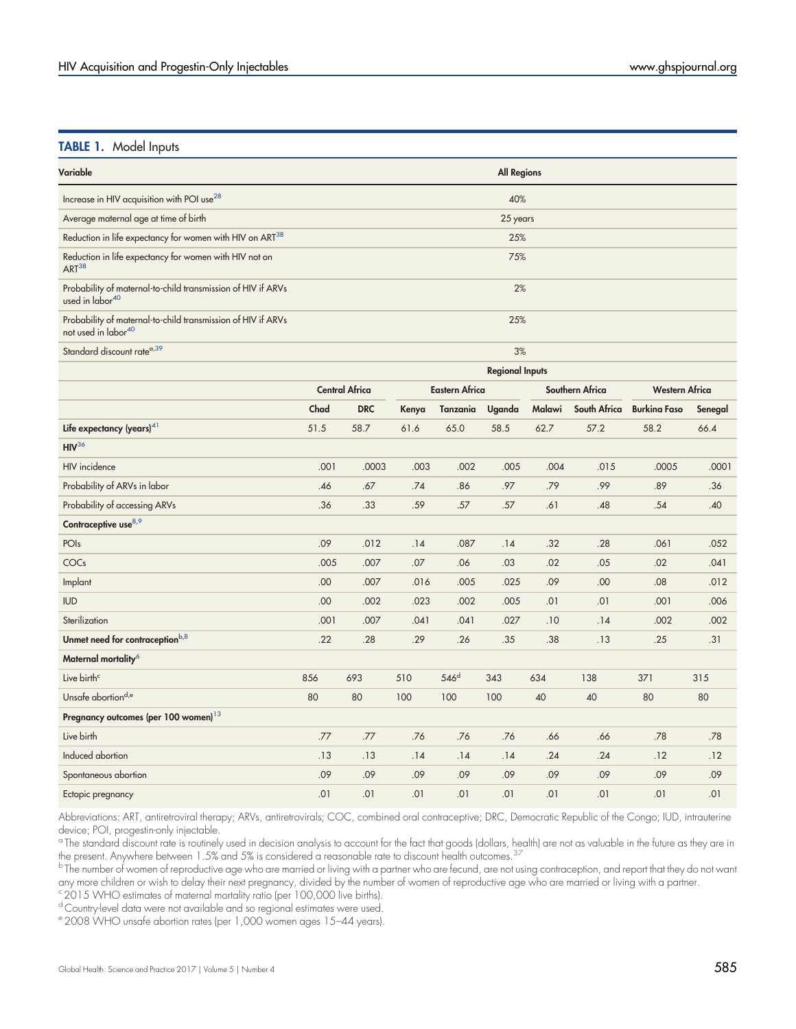**TABLE 1.** Model Inputs

| Variable | All Regions | | | | | | | | |
|---|---|---|---|---|---|---|---|---|---|
| Increase in HIV acquisition with POI use[28] | 40% | | | | | | | | |
| Average maternal age at time of birth | 25 years | | | | | | | | |
| Reduction in life expectancy for women with HIV on ART[38] | 25% | | | | | | | | |
| Reduction in life expectancy for women with HIV not on ART[38] | 75% | | | | | | | | |
| Probability of maternal-to-child transmission of HIV if ARVs used in labor[40] | 2% | | | | | | | | |
| Probability of maternal-to-child transmission of HIV if ARVs not used in labor[40] | 25% | | | | | | | | |
| Standard discount rate[a,39] | 3% | | | | | | | | |
| | Regional Inputs | | | | | | | | |
| | Central Africa | | Eastern Africa | | | Southern Africa | | Western Africa | |
| | Chad | DRC | Kenya | Tanzania | Uganda | Malawi | South Africa | Burkina Faso | Senegal |
| **Life expectancy (years)**[41] | 51.5 | 58.7 | 61.6 | 65.0 | 58.5 | 62.7 | 57.2 | 58.2 | 66.4 |
| **HIV**[36] | | | | | | | | | |
| HIV incidence | .001 | .0003 | .003 | .002 | .005 | .004 | .015 | .0005 | .0001 |
| Probability of ARVs in labor | .46 | .67 | .74 | .86 | .97 | .79 | .99 | .89 | .36 |
| Probability of accessing ARVs | .36 | .33 | .59 | .57 | .57 | .61 | .48 | .54 | .40 |
| **Contraceptive use**[8,9] | | | | | | | | | |
| POIs | .09 | .012 | .14 | .087 | .14 | .32 | .28 | .061 | .052 |
| COCs | .005 | .007 | .07 | .06 | .03 | .02 | .05 | .02 | .041 |
| Implant | .00 | .007 | .016 | .005 | .025 | .09 | .00 | .08 | .012 |
| IUD | .00 | .002 | .023 | .002 | .005 | .01 | .01 | .001 | .006 |
| Sterilization | .001 | .007 | .041 | .041 | .027 | .10 | .14 | .002 | .002 |
| **Unmet need for contraception**[b,8] | .22 | .28 | .29 | .26 | .35 | .38 | .13 | .25 | .31 |
| **Maternal mortality**[6] | | | | | | | | | |
| Live birth[c] | 856 | 693 | 510 | 546[d] | 343 | 634 | 138 | 371 | 315 |
| Unsafe abortion[d,e] | 80 | 80 | 100 | 100 | 100 | 40 | 40 | 80 | 80 |
| **Pregnancy outcomes (per 100 women)**[13] | | | | | | | | | |
| Live birth | .77 | .77 | .76 | .76 | .76 | .66 | .66 | .78 | .78 |
| Induced abortion | .13 | .13 | .14 | .14 | .14 | .24 | .24 | .12 | .12 |
| Spontaneous abortion | .09 | .09 | .09 | .09 | .09 | .09 | .09 | .09 | .09 |
| Ectopic pregnancy | .01 | .01 | .01 | .01 | .01 | .01 | .01 | .01 | .01 |

Abbreviations: ART, antiretroviral therapy; ARVs, antiretrovirals; COC, combined oral contraceptive; DRC, Democratic Republic of the Congo; IUD, intrauterine device; POI, progestin-only injectable.

[a] The standard discount rate is routinely used in decision analysis to account for the fact that goods (dollars, health) are not as valuable in the future as they are in the present. Anywhere between 1.5% and 5% is considered a reasonable rate to discount health outcomes.[37]

[b] The number of women of reproductive age who are married or living with a partner who are fecund, are not using contraception, and report that they do not want any more children or wish to delay their next pregnancy, divided by the number of women of reproductive age who are married or living with a partner.

[c] 2015 WHO estimates of maternal mortality ratio (per 100,000 live births).

[d] Country-level data were not available and so regional estimates were used.

[e] 2008 WHO unsafe abortion rates (per 1,000 women ages 15–44 years).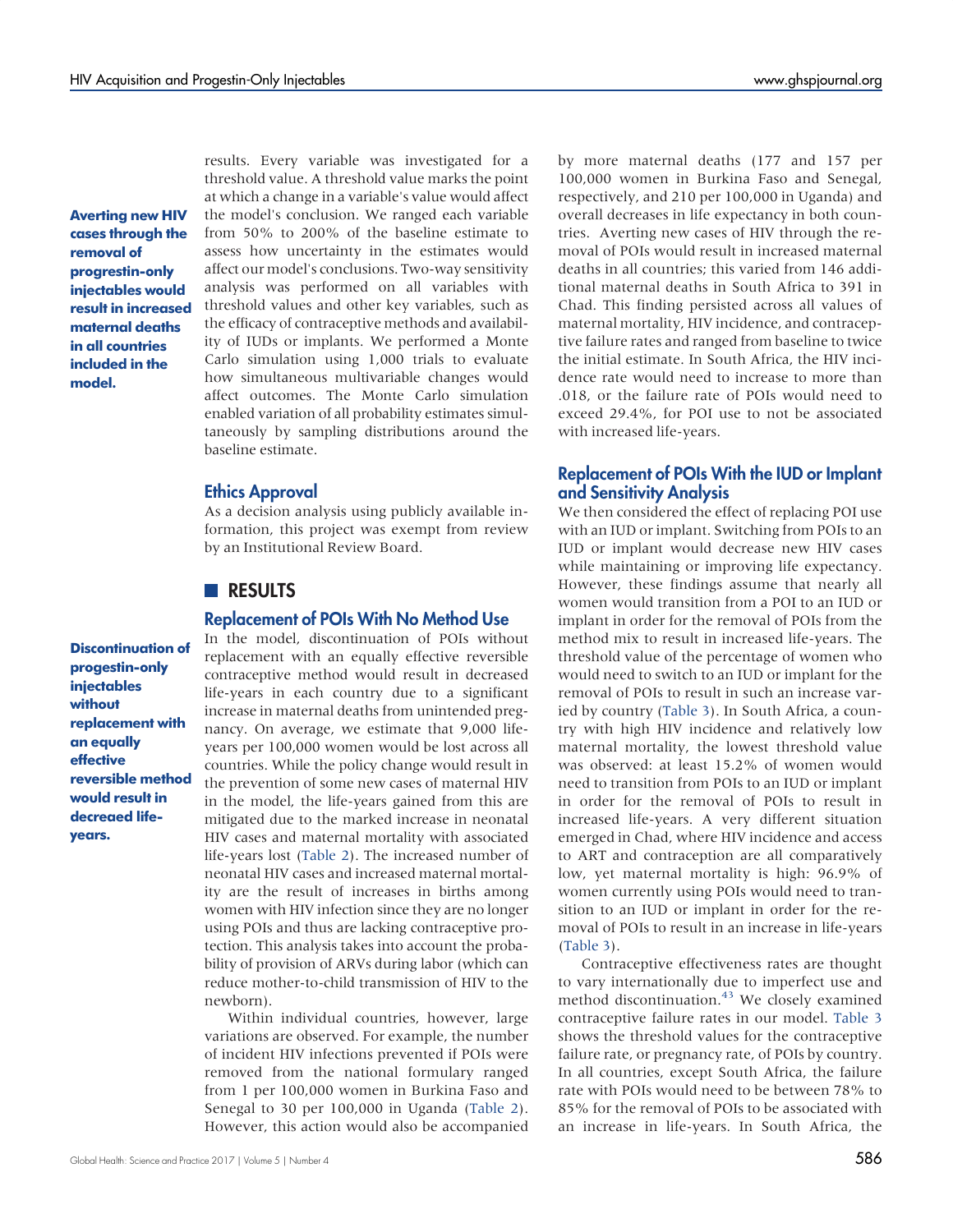results. Every variable was investigated for a threshold value. A threshold value marks the point at which a change in a variable's value would affect the model's conclusion. We ranged each variable from 50% to 200% of the baseline estimate to assess how uncertainty in the estimates would affect our model's conclusions. Two-way sensitivity analysis was performed on all variables with threshold values and other key variables, such as the efficacy of contraceptive methods and availability of IUDs or implants. We performed a Monte Carlo simulation using 1,000 trials to evaluate how simultaneous multivariable changes would affect outcomes. The Monte Carlo simulation enabled variation of all probability estimates simultaneously by sampling distributions around the baseline estimate.

**Averting new HIV cases through the removal of progestin-only injectables would result in increased maternal deaths in all countries included in the model.**

## Ethics Approval

As a decision analysis using publicly available information, this project was exempt from review by an Institutional Review Board.

# RESULTS

## Replacement of POIs With No Method Use

**Discontinuation of progestin-only injectables without replacement with an equally effective reversible method would result in decreaed life-years.**

In the model, discontinuation of POIs without replacement with an equally effective reversible contraceptive method would result in decreased life-years in each country due to a significant increase in maternal deaths from unintended pregnancy. On average, we estimate that 9,000 life-years per 100,000 women would be lost across all countries. While the policy change would result in the prevention of some new cases of maternal HIV in the model, the life-years gained from this are mitigated due to the marked increase in neonatal HIV cases and maternal mortality with associated life-years lost (Table 2). The increased number of neonatal HIV cases and increased maternal mortality are the result of increases in births among women with HIV infection since they are no longer using POIs and thus are lacking contraceptive protection. This analysis takes into account the probability of provision of ARVs during labor (which can reduce mother-to-child transmission of HIV to the newborn).

Within individual countries, however, large variations are observed. For example, the number of incident HIV infections prevented if POIs were removed from the national formulary ranged from 1 per 100,000 women in Burkina Faso and Senegal to 30 per 100,000 in Uganda (Table 2). However, this action would also be accompanied by more maternal deaths (177 and 157 per 100,000 women in Burkina Faso and Senegal, respectively, and 210 per 100,000 in Uganda) and overall decreases in life expectancy in both countries. Averting new cases of HIV through the removal of POIs would result in increased maternal deaths in all countries; this varied from 146 additional maternal deaths in South Africa to 391 in Chad. This finding persisted across all values of maternal mortality, HIV incidence, and contraceptive failure rates and ranged from baseline to twice the initial estimate. In South Africa, the HIV incidence rate would need to increase to more than .018, or the failure rate of POIs would need to exceed 29.4%, for POI use to not be associated with increased life-years.

## Replacement of POIs With the IUD or Implant and Sensitivity Analysis

We then considered the effect of replacing POI use with an IUD or implant. Switching from POIs to an IUD or implant would decrease new HIV cases while maintaining or improving life expectancy. However, these findings assume that nearly all women would transition from a POI to an IUD or implant in order for the removal of POIs from the method mix to result in increased life-years. The threshold value of the percentage of women who would need to switch to an IUD or implant for the removal of POIs to result in such an increase varied by country (Table 3). In South Africa, a country with high HIV incidence and relatively low maternal mortality, the lowest threshold value was observed: at least 15.2% of women would need to transition from POIs to an IUD or implant in order for the removal of POIs to result in increased life-years. A very different situation emerged in Chad, where HIV incidence and access to ART and contraception are all comparatively low, yet maternal mortality is high: 96.9% of women currently using POIs would need to transition to an IUD or implant in order for the removal of POIs to result in an increase in life-years (Table 3).

Contraceptive effectiveness rates are thought to vary internationally due to imperfect use and method discontinuation.[43] We closely examined contraceptive failure rates in our model. Table 3 shows the threshold values for the contraceptive failure rate, or pregnancy rate, of POIs by country. In all countries, except South Africa, the failure rate with POIs would need to be between 78% to 85% for the removal of POIs to be associated with an increase in life-years. In South Africa, the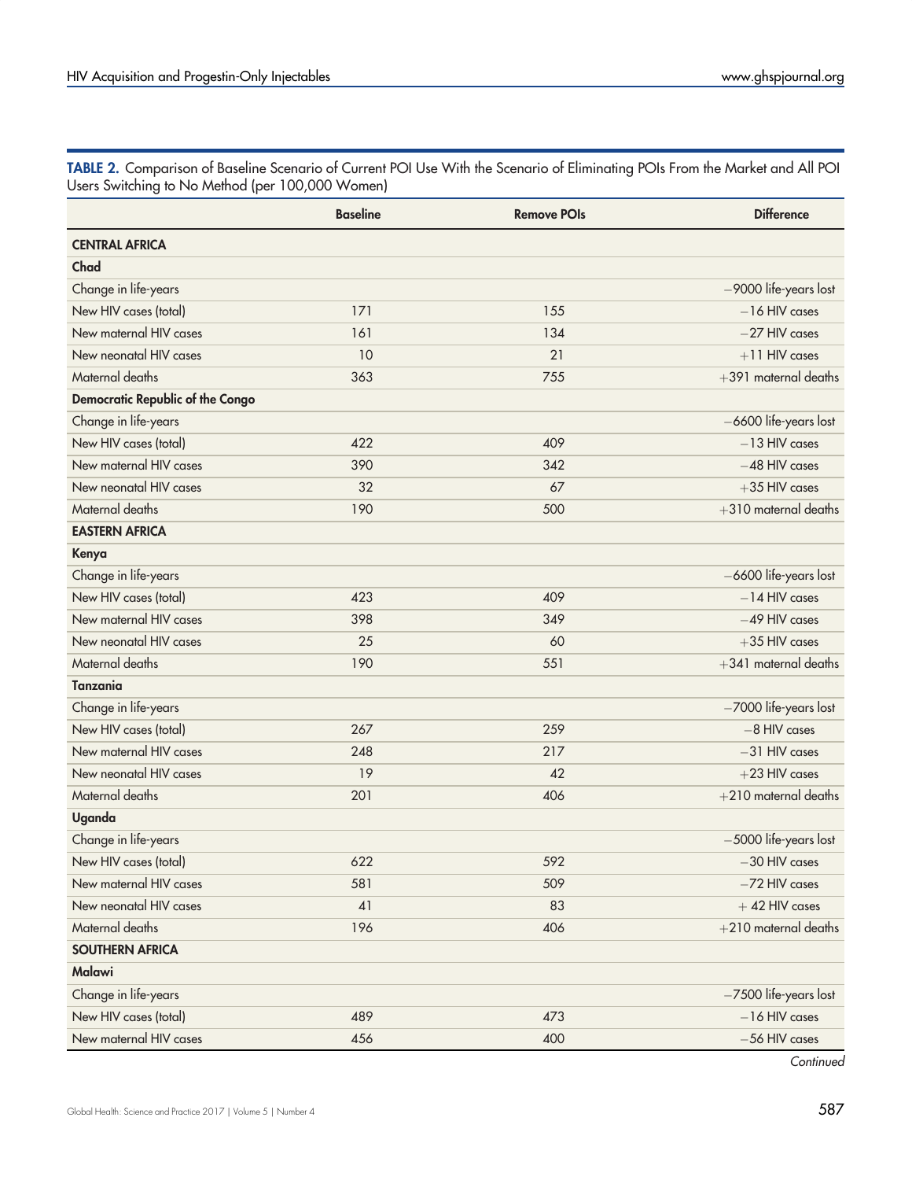**TABLE 2.** Comparison of Baseline Scenario of Current POI Use With the Scenario of Eliminating POIs From the Market and All POI Users Switching to No Method (per 100,000 Women)

| | Baseline | Remove POIs | Difference |
|---|---|---|---|
| **CENTRAL AFRICA** | | | |
| **Chad** | | | |
| Change in life-years | | | −9000 life-years lost |
| New HIV cases (total) | 171 | 155 | −16 HIV cases |
| New maternal HIV cases | 161 | 134 | −27 HIV cases |
| New neonatal HIV cases | 10 | 21 | +11 HIV cases |
| Maternal deaths | 363 | 755 | +391 maternal deaths |
| **Democratic Republic of the Congo** | | | |
| Change in life-years | | | −6600 life-years lost |
| New HIV cases (total) | 422 | 409 | −13 HIV cases |
| New maternal HIV cases | 390 | 342 | −48 HIV cases |
| New neonatal HIV cases | 32 | 67 | +35 HIV cases |
| Maternal deaths | 190 | 500 | +310 maternal deaths |
| **EASTERN AFRICA** | | | |
| **Kenya** | | | |
| Change in life-years | | | −6600 life-years lost |
| New HIV cases (total) | 423 | 409 | −14 HIV cases |
| New maternal HIV cases | 398 | 349 | −49 HIV cases |
| New neonatal HIV cases | 25 | 60 | +35 HIV cases |
| Maternal deaths | 190 | 551 | +341 maternal deaths |
| **Tanzania** | | | |
| Change in life-years | | | −7000 life-years lost |
| New HIV cases (total) | 267 | 259 | −8 HIV cases |
| New maternal HIV cases | 248 | 217 | −31 HIV cases |
| New neonatal HIV cases | 19 | 42 | +23 HIV cases |
| Maternal deaths | 201 | 406 | +210 maternal deaths |
| **Uganda** | | | |
| Change in life-years | | | −5000 life-years lost |
| New HIV cases (total) | 622 | 592 | −30 HIV cases |
| New maternal HIV cases | 581 | 509 | −72 HIV cases |
| New neonatal HIV cases | 41 | 83 | + 42 HIV cases |
| Maternal deaths | 196 | 406 | +210 maternal deaths |
| **SOUTHERN AFRICA** | | | |
| **Malawi** | | | |
| Change in life-years | | | −7500 life-years lost |
| New HIV cases (total) | 489 | 473 | −16 HIV cases |
| New maternal HIV cases | 456 | 400 | −56 HIV cases |

*Continued*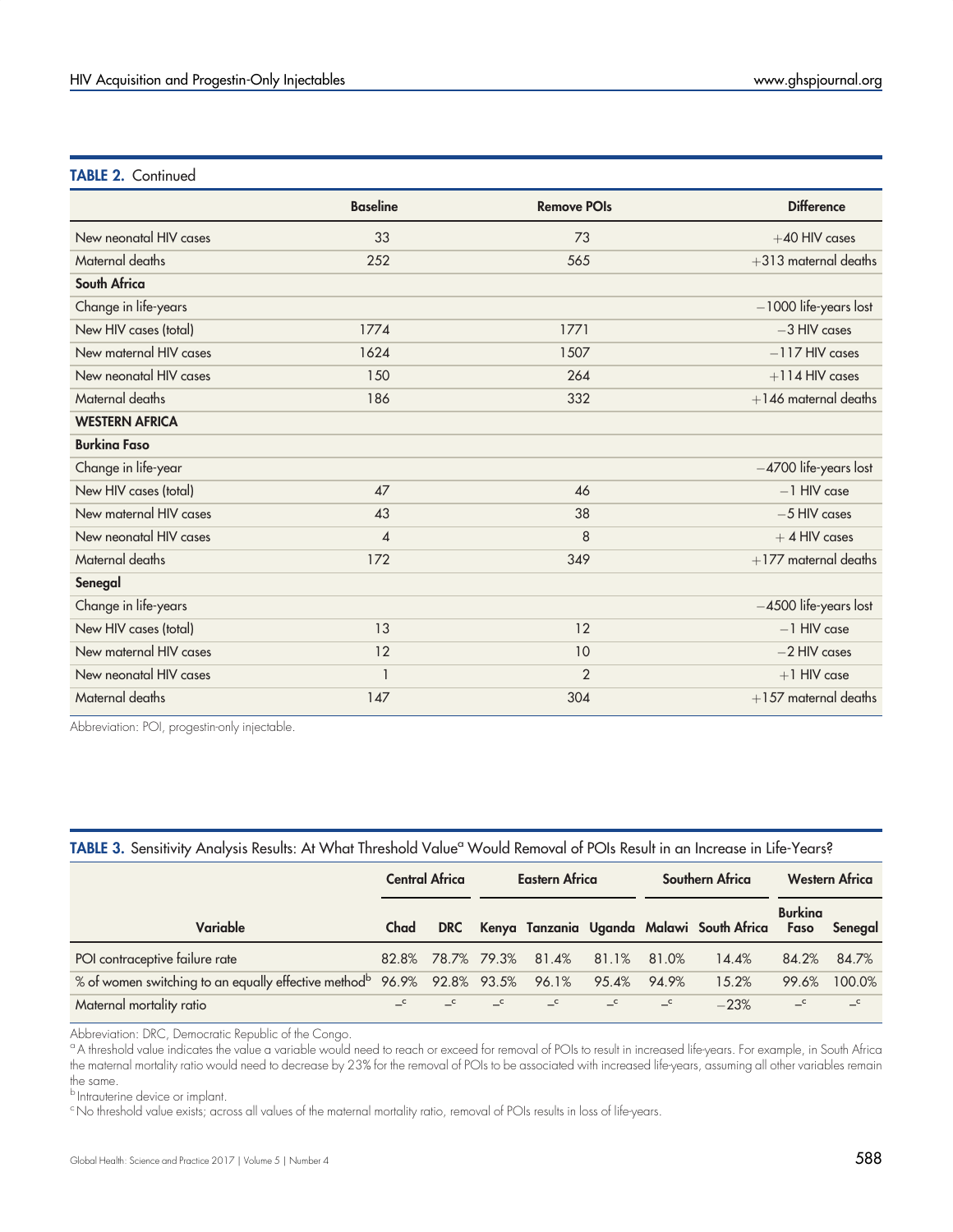**TABLE 2.** Continued

| | Baseline | Remove POIs | Difference |
|---|---|---|---|
| New neonatal HIV cases | 33 | 73 | +40 HIV cases |
| Maternal deaths | 252 | 565 | +313 maternal deaths |
| **South Africa** | | | |
| Change in life-years | | | −1000 life-years lost |
| New HIV cases (total) | 1774 | 1771 | −3 HIV cases |
| New maternal HIV cases | 1624 | 1507 | −117 HIV cases |
| New neonatal HIV cases | 150 | 264 | +114 HIV cases |
| Maternal deaths | 186 | 332 | +146 maternal deaths |
| **WESTERN AFRICA** | | | |
| **Burkina Faso** | | | |
| Change in life-year | | | −4700 life-years lost |
| New HIV cases (total) | 47 | 46 | −1 HIV case |
| New maternal HIV cases | 43 | 38 | −5 HIV cases |
| New neonatal HIV cases | 4 | 8 | + 4 HIV cases |
| Maternal deaths | 172 | 349 | +177 maternal deaths |
| **Senegal** | | | |
| Change in life-years | | | −4500 life-years lost |
| New HIV cases (total) | 13 | 12 | −1 HIV case |
| New maternal HIV cases | 12 | 10 | −2 HIV cases |
| New neonatal HIV cases | 1 | 2 | +1 HIV case |
| Maternal deaths | 147 | 304 | +157 maternal deaths |

Abbreviation: POI, progestin-only injectable.

**TABLE 3.** Sensitivity Analysis Results: At What Threshold Value[a] Would Removal of POIs Result in an Increase in Life-Years?

| | Central Africa | | Eastern Africa | | | Southern Africa | | Western Africa | |
|---|---|---|---|---|---|---|---|---|---|
| **Variable** | **Chad** | **DRC** | **Kenya** | **Tanzania** | **Uganda** | **Malawi** | **South Africa** | **Burkina Faso** | **Senegal** |
| POI contraceptive failure rate | 82.8% | 78.7% | 79.3% | 81.4% | 81.1% | 81.0% | 14.4% | 84.2% | 84.7% |
| % of women switching to an equally effective method[b] | 96.9% | 92.8% | 93.5% | 96.1% | 95.4% | 94.9% | 15.2% | 99.6% | 100.0% |
| Maternal mortality ratio | –[c] | –[c] | –[c] | –[c] | –[c] | –[c] | −23% | –[c] | –[c] |

Abbreviation: DRC, Democratic Republic of the Congo.

[a] A threshold value indicates the value a variable would need to reach or exceed for removal of POIs to result in increased life-years. For example, in South Africa the maternal mortality ratio would need to decrease by 23% for the removal of POIs to be associated with increased life-years, assuming all other variables remain the same.

[b] Intrauterine device or implant.

[c] No threshold value exists; across all values of the maternal mortality ratio, removal of POIs results in loss of life-years.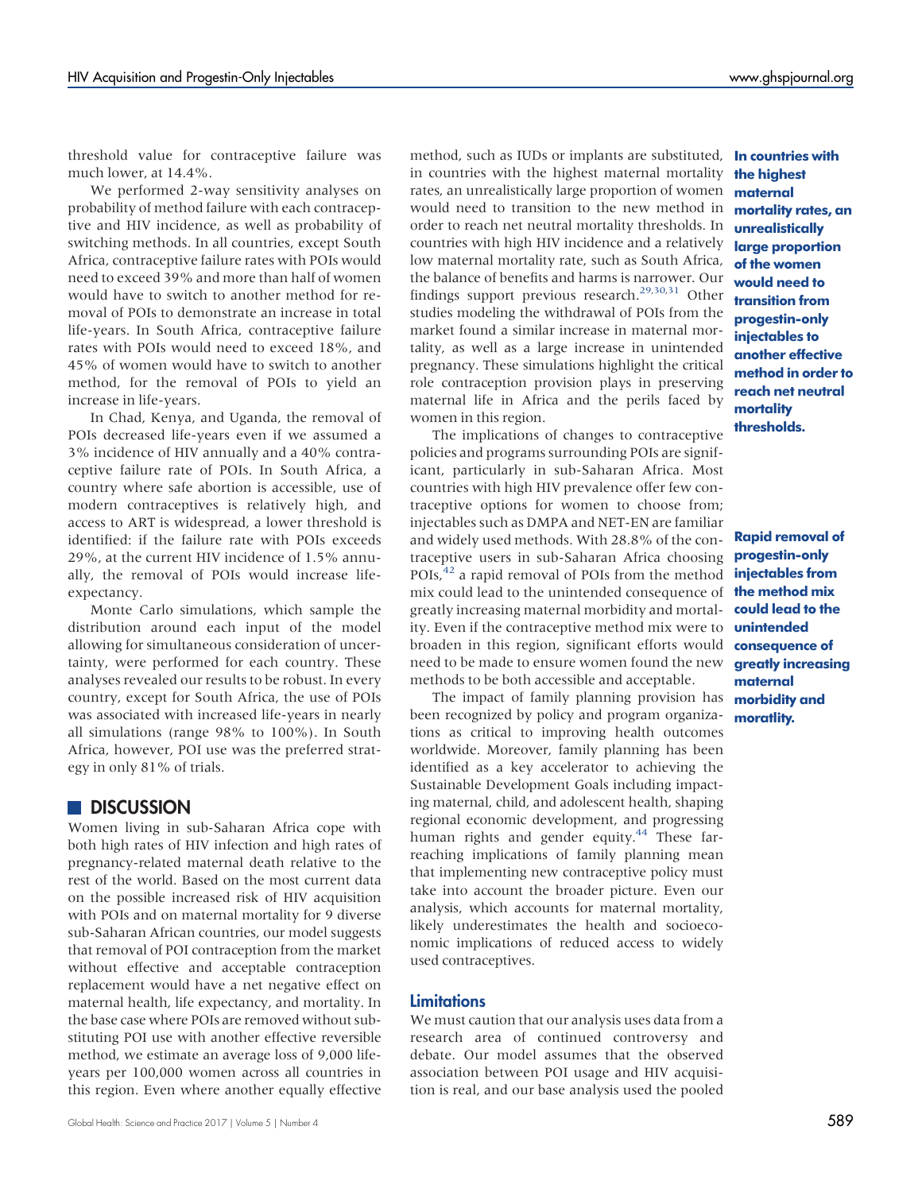threshold value for contraceptive failure was much lower, at 14.4%.

We performed 2-way sensitivity analyses on probability of method failure with each contraceptive and HIV incidence, as well as probability of switching methods. In all countries, except South Africa, contraceptive failure rates with POIs would need to exceed 39% and more than half of women would have to switch to another method for removal of POIs to demonstrate an increase in total life-years. In South Africa, contraceptive failure rates with POIs would need to exceed 18%, and 45% of women would have to switch to another method, for the removal of POIs to yield an increase in life-years.

In Chad, Kenya, and Uganda, the removal of POIs decreased life-years even if we assumed a 3% incidence of HIV annually and a 40% contraceptive failure rate of POIs. In South Africa, a country where safe abortion is accessible, use of modern contraceptives is relatively high, and access to ART is widespread, a lower threshold is identified: if the failure rate with POIs exceeds 29%, at the current HIV incidence of 1.5% annually, the removal of POIs would increase life-expectancy.

Monte Carlo simulations, which sample the distribution around each input of the model allowing for simultaneous consideration of uncertainty, were performed for each country. These analyses revealed our results to be robust. In every country, except for South Africa, the use of POIs was associated with increased life-years in nearly all simulations (range 98% to 100%). In South Africa, however, POI use was the preferred strategy in only 81% of trials.

## DISCUSSION

Women living in sub-Saharan Africa cope with both high rates of HIV infection and high rates of pregnancy-related maternal death relative to the rest of the world. Based on the most current data on the possible increased risk of HIV acquisition with POIs and on maternal mortality for 9 diverse sub-Saharan African countries, our model suggests that removal of POI contraception from the market without effective and acceptable contraception replacement would have a net negative effect on maternal health, life expectancy, and mortality. In the base case where POIs are removed without substituting POI use with another effective reversible method, we estimate an average loss of 9,000 life-years per 100,000 women across all countries in this region. Even where another equally effective method, such as IUDs or implants are substituted, in countries with the highest maternal mortality rates, an unrealistically large proportion of women would need to transition to the new method in order to reach net neutral mortality thresholds. In countries with high HIV incidence and a relatively low maternal mortality rate, such as South Africa, the balance of benefits and harms is narrower. Our findings support previous research.[29,30,31] Other studies modeling the withdrawal of POIs from the market found a similar increase in maternal mortality, as well as a large increase in unintended pregnancy. These simulations highlight the critical role contraception provision plays in preserving maternal life in Africa and the perils faced by women in this region.

**In countries with the highest maternal mortality rates, an unrealistically large proportion of the women would need to transition from progestin-only injectables to another effective method in order to reach net neutral mortality thresholds.**

The implications of changes to contraceptive policies and programs surrounding POIs are significant, particularly in sub-Saharan Africa. Most countries with high HIV prevalence offer few contraceptive options for women to choose from; injectables such as DMPA and NET-EN are familiar and widely used methods. With 28.8% of the contraceptive users in sub-Saharan Africa choosing POIs,[42] a rapid removal of POIs from the method mix could lead to the unintended consequence of greatly increasing maternal morbidity and mortality. Even if the contraceptive method mix were to broaden in this region, significant efforts would need to be made to ensure women found the new methods to be both accessible and acceptable.

**Rapid removal of progestin-only injectables from the method mix could lead to the unintended consequence of greatly increasing maternal morbidity and mortality.**

The impact of family planning provision has been recognized by policy and program organizations as critical to improving health outcomes worldwide. Moreover, family planning has been identified as a key accelerator to achieving the Sustainable Development Goals including impacting maternal, child, and adolescent health, shaping regional economic development, and progressing human rights and gender equity.[44] These far-reaching implications of family planning mean that implementing new contraceptive policy must take into account the broader picture. Even our analysis, which accounts for maternal mortality, likely underestimates the health and socioeconomic implications of reduced access to widely used contraceptives.

### Limitations

We must caution that our analysis uses data from a research area of continued controversy and debate. Our model assumes that the observed association between POI usage and HIV acquisition is real, and our base analysis used the pooled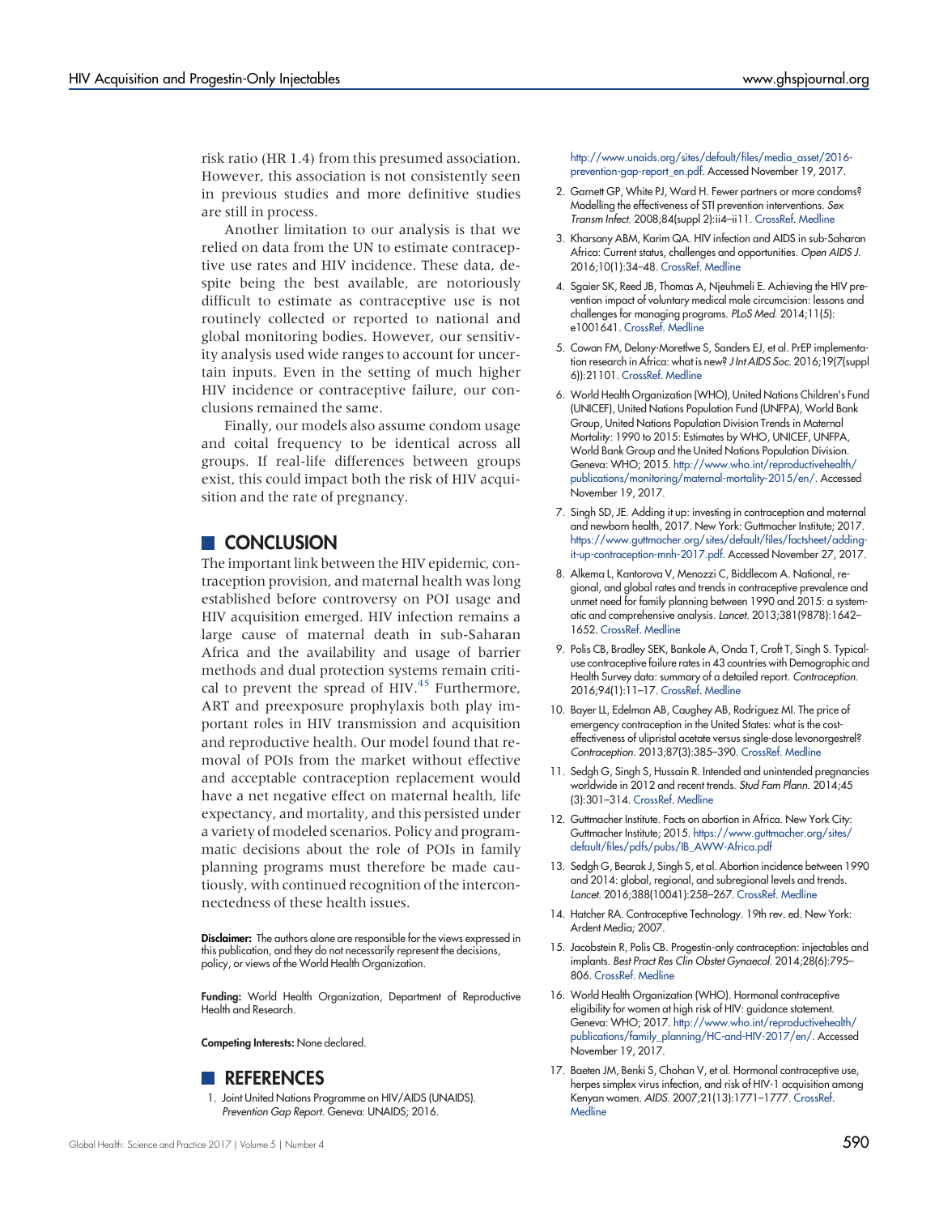risk ratio (HR 1.4) from this presumed association. However, this association is not consistently seen in previous studies and more definitive studies are still in process.

Another limitation to our analysis is that we relied on data from the UN to estimate contraceptive use rates and HIV incidence. These data, despite being the best available, are notoriously difficult to estimate as contraceptive use is not routinely collected or reported to national and global monitoring bodies. However, our sensitivity analysis used wide ranges to account for uncertain inputs. Even in the setting of much higher HIV incidence or contraceptive failure, our conclusions remained the same.

Finally, our models also assume condom usage and coital frequency to be identical across all groups. If real-life differences between groups exist, this could impact both the risk of HIV acquisition and the rate of pregnancy.

## CONCLUSION

The important link between the HIV epidemic, contraception provision, and maternal health was long established before controversy on POI usage and HIV acquisition emerged. HIV infection remains a large cause of maternal death in sub-Saharan Africa and the availability and usage of barrier methods and dual protection systems remain critical to prevent the spread of HIV.[45] Furthermore, ART and preexposure prophylaxis both play important roles in HIV transmission and acquisition and reproductive health. Our model found that removal of POIs from the market without effective and acceptable contraception replacement would have a net negative effect on maternal health, life expectancy, and mortality, and this persisted under a variety of modeled scenarios. Policy and programmatic decisions about the role of POIs in family planning programs must therefore be made cautiously, with continued recognition of the interconnectedness of these health issues.

**Disclaimer:** The authors alone are responsible for the views expressed in this publication, and they do not necessarily represent the decisions, policy, or views of the World Health Organization.

**Funding:** World Health Organization, Department of Reproductive Health and Research.

**Competing Interests:** None declared.

## REFERENCES

1. Joint United Nations Programme on HIV/AIDS (UNAIDS). *Prevention Gap Report.* Geneva: UNAIDS; 2016. http://www.unaids.org/sites/default/files/media_asset/2016-prevention-gap-report_en.pdf. Accessed November 19, 2017.
2. Garnett GP, White PJ, Ward H. Fewer partners or more condoms? Modelling the effectiveness of STI prevention interventions. *Sex Transm Infect.* 2008;84(suppl 2):ii4–ii11. CrossRef. Medline
3. Kharsany ABM, Karim QA. HIV infection and AIDS in sub-Saharan Africa: Current status, challenges and opportunities. *Open AIDS J.* 2016;10(1):34–48. CrossRef. Medline
4. Sgaier SK, Reed JB, Thomas A, Njeuhmeli E. Achieving the HIV prevention impact of voluntary medical male circumcision: lessons and challenges for managing programs. *PLoS Med.* 2014;11(5): e1001641. CrossRef. Medline
5. Cowan FM, Delany-Moretlwe S, Sanders EJ, et al. PrEP implementation research in Africa: what is new? *J Int AIDS Soc.* 2016;19(7(suppl 6)):21101. CrossRef. Medline
6. World Health Organization (WHO), United Nations Children's Fund (UNICEF), United Nations Population Fund (UNFPA), World Bank Group, United Nations Population Division Trends in Maternal Mortality: 1990 to 2015: Estimates by WHO, UNICEF, UNFPA, World Bank Group and the United Nations Population Division. Geneva: WHO; 2015. http://www.who.int/reproductivehealth/publications/monitoring/maternal-mortality-2015/en/. Accessed November 19, 2017.
7. Singh SD, JE. Adding it up: investing in contraception and maternal and newborn health, 2017. New York: Guttmacher Institute; 2017. https://www.guttmacher.org/sites/default/files/factsheet/adding-it-up-contraception-mnh-2017.pdf. Accessed November 27, 2017.
8. Alkema L, Kantorova V, Menozzi C, Biddlecom A. National, regional, and global rates and trends in contraceptive prevalence and unmet need for family planning between 1990 and 2015: a systematic and comprehensive analysis. *Lancet.* 2013;381(9878):1642–1652. CrossRef. Medline
9. Polis CB, Bradley SEK, Bankole A, Onda T, Croft T, Singh S. Typical-use contraceptive failure rates in 43 countries with Demographic and Health Survey data: summary of a detailed report. *Contraception.* 2016;94(1):11–17. CrossRef. Medline
10. Bayer LL, Edelman AB, Caughey AB, Rodriguez MI. The price of emergency contraception in the United States: what is the cost-effectiveness of ulipristal acetate versus single-dose levonorgestrel? *Contraception.* 2013;87(3):385–390. CrossRef. Medline
11. Sedgh G, Singh S, Hussain R. Intended and unintended pregnancies worldwide in 2012 and recent trends. *Stud Fam Plann.* 2014;45 (3):301–314. CrossRef. Medline
12. Guttmacher Institute. Facts on abortion in Africa. New York City: Guttmacher Institute; 2015. https://www.guttmacher.org/sites/default/files/pdfs/pubs/IB_AWW-Africa.pdf
13. Sedgh G, Bearak J, Singh S, et al. Abortion incidence between 1990 and 2014: global, regional, and subregional levels and trends. *Lancet.* 2016;388(10041):258–267. CrossRef. Medline
14. Hatcher RA. Contraceptive Technology. 19th rev. ed. New York: Ardent Media; 2007.
15. Jacobstein R, Polis CB. Progestin-only contraception: injectables and implants. *Best Pract Res Clin Obstet Gynaecol.* 2014;28(6):795–806. CrossRef. Medline
16. World Health Organization (WHO). Hormonal contraceptive eligibility for women at high risk of HIV: guidance statement. Geneva: WHO; 2017. http://www.who.int/reproductivehealth/publications/family_planning/HC-and-HIV-2017/en/. Accessed November 19, 2017.
17. Baeten JM, Benki S, Chohan V, et al. Hormonal contraceptive use, herpes simplex virus infection, and risk of HIV-1 acquisition among Kenyan women. *AIDS.* 2007;21(13):1771–1777. CrossRef. Medline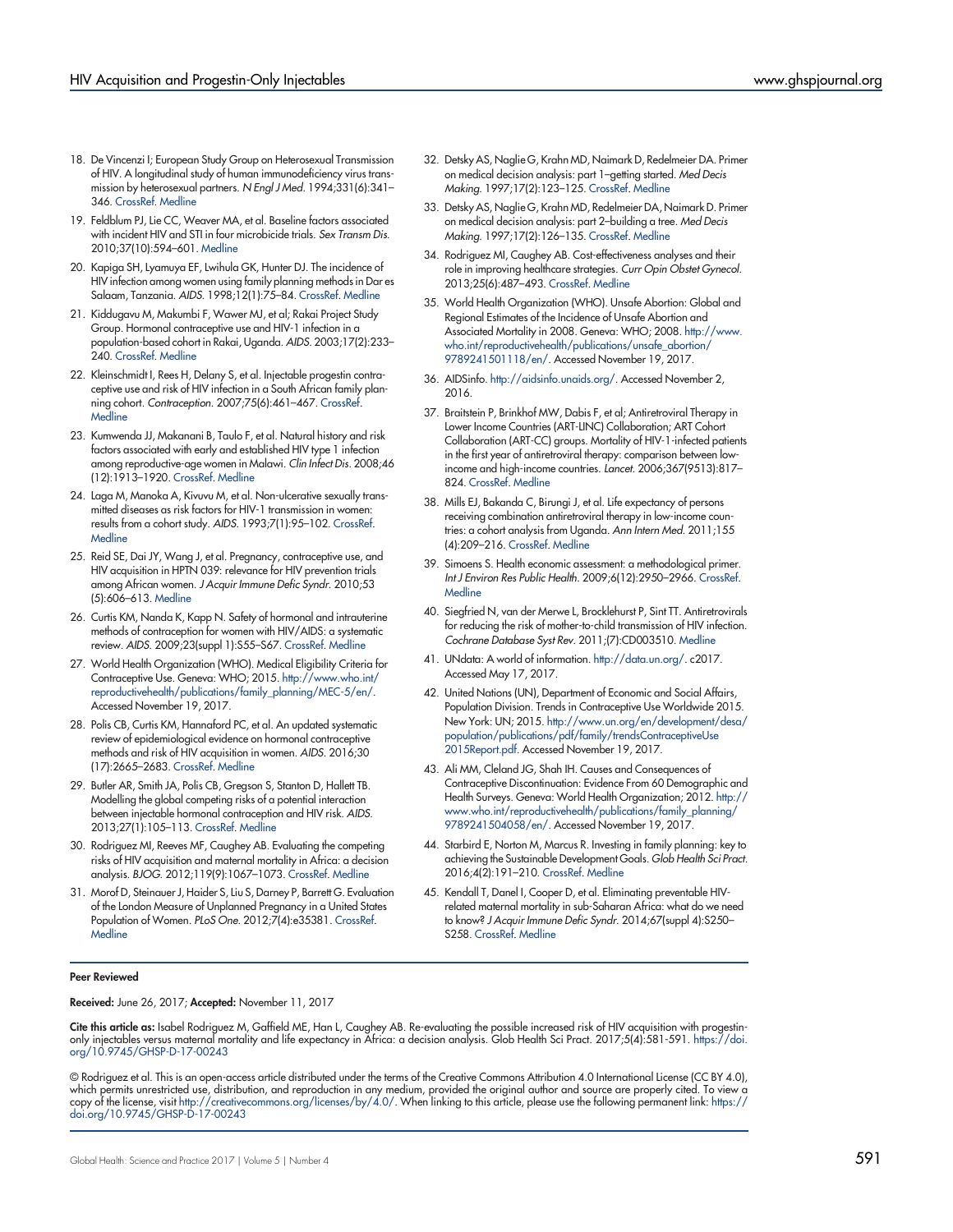18. De Vincenzi I; European Study Group on Heterosexual Transmission of HIV. A longitudinal study of human immunodeficiency virus transmission by heterosexual partners. *N Engl J Med*. 1994;331(6):341–346. CrossRef. Medline
19. Feldblum PJ, Lie CC, Weaver MA, et al. Baseline factors associated with incident HIV and STI in four microbicide trials. *Sex Transm Dis*. 2010;37(10):594–601. Medline
20. Kapiga SH, Lyamuya EF, Lwihula GK, Hunter DJ. The incidence of HIV infection among women using family planning methods in Dar es Salaam, Tanzania. *AIDS*. 1998;12(1):75–84. CrossRef. Medline
21. Kiddugavu M, Makumbi F, Wawer MJ, et al; Rakai Project Study Group. Hormonal contraceptive use and HIV-1 infection in a population-based cohort in Rakai, Uganda. *AIDS*. 2003;17(2):233–240. CrossRef. Medline
22. Kleinschmidt I, Rees H, Delany S, et al. Injectable progestin contraceptive use and risk of HIV infection in a South African family planning cohort. *Contraception*. 2007;75(6):461–467. CrossRef. Medline
23. Kumwenda JJ, Makanani B, Taulo F, et al. Natural history and risk factors associated with early and established HIV type 1 infection among reproductive-age women in Malawi. *Clin Infect Dis*. 2008;46(12):1913–1920. CrossRef. Medline
24. Laga M, Manoka A, Kivuvu M, et al. Non-ulcerative sexually transmitted diseases as risk factors for HIV-1 transmission in women: results from a cohort study. *AIDS*. 1993;7(1):95–102. CrossRef. Medline
25. Reid SE, Dai JY, Wang J, et al. Pregnancy, contraceptive use, and HIV acquisition in HPTN 039: relevance for HIV prevention trials among African women. *J Acquir Immune Defic Syndr*. 2010;53(5):606–613. Medline
26. Curtis KM, Nanda K, Kapp N. Safety of hormonal and intrauterine methods of contraception for women with HIV/AIDS: a systematic review. *AIDS*. 2009;23(suppl 1):S55–S67. CrossRef. Medline
27. World Health Organization (WHO). Medical Eligibility Criteria for Contraceptive Use. Geneva: WHO; 2015. http://www.who.int/reproductivehealth/publications/family_planning/MEC-5/en/. Accessed November 19, 2017.
28. Polis CB, Curtis KM, Hannaford PC, et al. An updated systematic review of epidemiological evidence on hormonal contraceptive methods and risk of HIV acquisition in women. *AIDS*. 2016;30(17):2665–2683. CrossRef. Medline
29. Butler AR, Smith JA, Polis CB, Gregson S, Stanton D, Hallett TB. Modelling the global competing risks of a potential interaction between injectable hormonal contraception and HIV risk. *AIDS*. 2013;27(1):105–113. CrossRef. Medline
30. Rodriguez MI, Reeves MF, Caughey AB. Evaluating the competing risks of HIV acquisition and maternal mortality in Africa: a decision analysis. *BJOG*. 2012;119(9):1067–1073. CrossRef. Medline
31. Morof D, Steinauer J, Haider S, Liu S, Darney P, Barrett G. Evaluation of the London Measure of Unplanned Pregnancy in a United States Population of Women. *PLoS One*. 2012;7(4):e35381. CrossRef. Medline
32. Detsky AS, Naglie G, Krahn MD, Naimark D, Redelmeier DA. Primer on medical decision analysis: part 1–getting started. *Med Decis Making*. 1997;17(2):123–125. CrossRef. Medline
33. Detsky AS, Naglie G, Krahn MD, Redelmeier DA, Naimark D. Primer on medical decision analysis: part 2–building a tree. *Med Decis Making*. 1997;17(2):126–135. CrossRef. Medline
34. Rodriguez MI, Caughey AB. Cost-effectiveness analyses and their role in improving healthcare strategies. *Curr Opin Obstet Gynecol*. 2013;25(6):487–493. CrossRef. Medline
35. World Health Organization (WHO). Unsafe Abortion: Global and Regional Estimates of the Incidence of Unsafe Abortion and Associated Mortality in 2008. Geneva: WHO; 2008. http://www.who.int/reproductivehealth/publications/unsafe_abortion/9789241501118/en/. Accessed November 19, 2017.
36. AIDSinfo. http://aidsinfo.unaids.org/. Accessed November 2, 2016.
37. Braitstein P, Brinkhof MW, Dabis F, et al; Antiretroviral Therapy in Lower Income Countries (ART-LINC) Collaboration; ART Cohort Collaboration (ART-CC) groups. Mortality of HIV-1-infected patients in the first year of antiretroviral therapy: comparison between low-income and high-income countries. *Lancet*. 2006;367(9513):817–824. CrossRef. Medline
38. Mills EJ, Bakanda C, Birungi J, et al. Life expectancy of persons receiving combination antiretroviral therapy in low-income countries: a cohort analysis from Uganda. *Ann Intern Med*. 2011;155(4):209–216. CrossRef. Medline
39. Simoens S. Health economic assessment: a methodological primer. *Int J Environ Res Public Health*. 2009;6(12):2950–2966. CrossRef. Medline
40. Siegfried N, van der Merwe L, Brocklehurst P, Sint TT. Antiretrovirals for reducing the risk of mother-to-child transmission of HIV infection. *Cochrane Database Syst Rev*. 2011;(7):CD003510. Medline
41. UNdata: A world of information. http://data.un.org/. c2017. Accessed May 17, 2017.
42. United Nations (UN), Department of Economic and Social Affairs, Population Division. Trends in Contraceptive Use Worldwide 2015. New York: UN; 2015. http://www.un.org/en/development/desa/population/publications/pdf/family/trendsContraceptiveUse2015Report.pdf. Accessed November 19, 2017.
43. Ali MM, Cleland JG, Shah IH. Causes and Consequences of Contraceptive Discontinuation: Evidence From 60 Demographic and Health Surveys. Geneva: World Health Organization; 2012. http://www.who.int/reproductivehealth/publications/family_planning/9789241504058/en/. Accessed November 19, 2017.
44. Starbird E, Norton M, Marcus R. Investing in family planning: key to achieving the Sustainable Development Goals. *Glob Health Sci Pract*. 2016;4(2):191–210. CrossRef. Medline
45. Kendall T, Danel I, Cooper D, et al. Eliminating preventable HIV-related maternal mortality in sub-Saharan Africa: what do we need to know? *J Acquir Immune Defic Syndr*. 2014;67(suppl 4):S250–S258. CrossRef. Medline

**Peer Reviewed**

**Received:** June 26, 2017; **Accepted:** November 11, 2017

**Cite this article as:** Isabel Rodriguez M, Gaffield ME, Han L, Caughey AB. Re-evaluating the possible increased risk of HIV acquisition with progestin-only injectables versus maternal mortality and life expectancy in Africa: a decision analysis. Glob Health Sci Pract. 2017;5(4):581-591. https://doi.org/10.9745/GHSP-D-17-00243

© Rodriguez et al. This is an open-access article distributed under the terms of the Creative Commons Attribution 4.0 International License (CC BY 4.0), which permits unrestricted use, distribution, and reproduction in any medium, provided the original author and source are properly cited. To view a copy of the license, visit http://creativecommons.org/licenses/by/4.0/. When linking to this article, please use the following permanent link: https://doi.org/10.9745/GHSP-D-17-00243